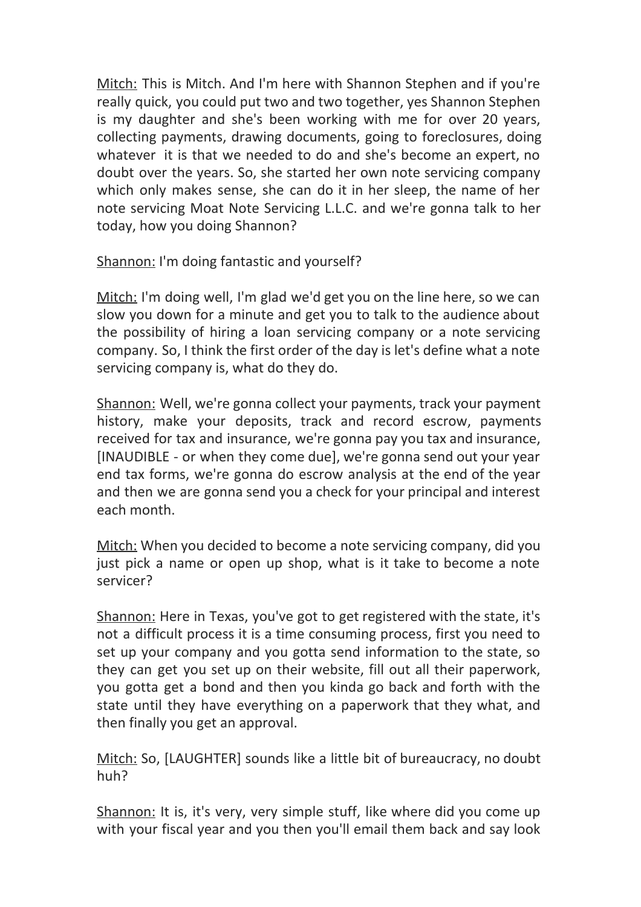Mitch: This is Mitch. And I'm here with Shannon Stephen and if you're really quick, you could put two and two together, yes Shannon Stephen is my daughter and she's been working with me for over 20 years, collecting payments, drawing documents, going to foreclosures, doing whatever it is that we needed to do and she's become an expert, no doubt over the years. So, she started her own note servicing company which only makes sense, she can do it in her sleep, the name of her note servicing Moat Note Servicing L.L.C. and we're gonna talk to her today, how you doing Shannon?

Shannon: I'm doing fantastic and yourself?

Mitch: I'm doing well, I'm glad we'd get you on the line here, so we can slow you down for a minute and get you to talk to the audience about the possibility of hiring a loan servicing company or a note servicing company. So, I think the first order of the day is let's define what a note servicing company is, what do they do.

Shannon: Well, we're gonna collect your payments, track your payment history, make your deposits, track and record escrow, payments received for tax and insurance, we're gonna pay you tax and insurance, [INAUDIBLE - or when they come due], we're gonna send out your year end tax forms, we're gonna do escrow analysis at the end of the year and then we are gonna send you a check for your principal and interest each month.

Mitch: When you decided to become a note servicing company, did you just pick a name or open up shop, what is it take to become a note servicer?

Shannon: Here in Texas, you've got to get registered with the state, it's not a difficult process it is a time consuming process, first you need to set up your company and you gotta send information to the state, so they can get you set up on their website, fill out all their paperwork, you gotta get a bond and then you kinda go back and forth with the state until they have everything on a paperwork that they what, and then finally you get an approval.

Mitch: So, [LAUGHTER] sounds like a little bit of bureaucracy, no doubt huh?

Shannon: It is, it's very, very simple stuff, like where did you come up with your fiscal year and you then you'll email them back and say look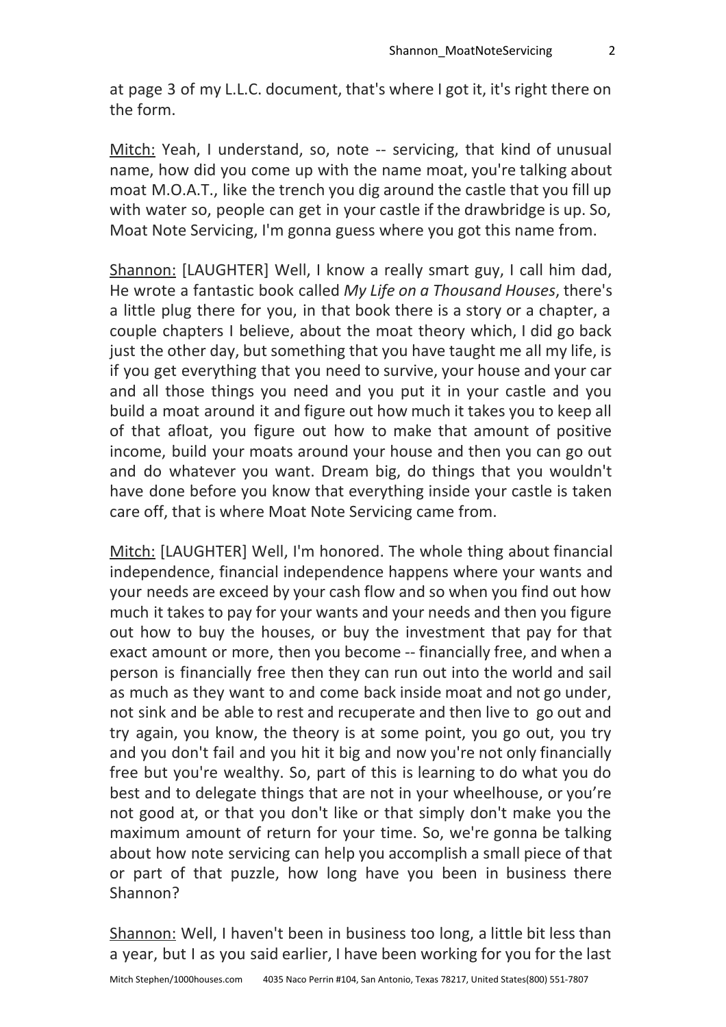at page 3 of my L.L.C. document, that's where I got it, it's right there on the form.

Mitch: Yeah, I understand, so, note -- servicing, that kind of unusual name, how did you come up with the name moat, you're talking about moat M.O.A.T., like the trench you dig around the castle that you fill up with water so, people can get in your castle if the drawbridge is up. So, Moat Note Servicing, I'm gonna guess where you got this name from.

Shannon: [LAUGHTER] Well, I know a really smart guy, I call him dad, He wrote a fantastic book called *My Life on a Thousand Houses*, there's a little plug there for you, in that book there is a story or a chapter, a couple chapters I believe, about the moat theory which, I did go back just the other day, but something that you have taught me all my life, is if you get everything that you need to survive, your house and your car and all those things you need and you put it in your castle and you build a moat around it and figure out how much it takes you to keep all of that afloat, you figure out how to make that amount of positive income, build your moats around your house and then you can go out and do whatever you want. Dream big, do things that you wouldn't have done before you know that everything inside your castle is taken care off, that is where Moat Note Servicing came from.

Mitch: [LAUGHTER] Well, I'm honored. The whole thing about financial independence, financial independence happens where your wants and your needs are exceed by your cash flow and so when you find out how much it takes to pay for your wants and your needs and then you figure out how to buy the houses, or buy the investment that pay for that exact amount or more, then you become -- financially free, and when a person is financially free then they can run out into the world and sail as much as they want to and come back inside moat and not go under, not sink and be able to rest and recuperate and then live to go out and try again, you know, the theory is at some point, you go out, you try and you don't fail and you hit it big and now you're not only financially free but you're wealthy. So, part of this is learning to do what you do best and to delegate things that are not in your wheelhouse, or you're not good at, or that you don't like or that simply don't make you the maximum amount of return for your time. So, we're gonna be talking about how note servicing can help you accomplish a small piece of that or part of that puzzle, how long have you been in business there Shannon?

Shannon: Well, I haven't been in business too long, a little bit less than a year, but I as you said earlier, I have been working for you for the last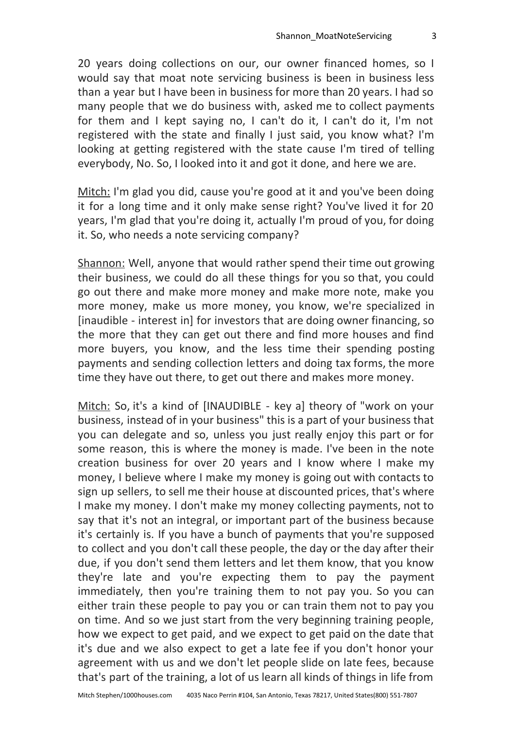20 years doing collections on our, our owner financed homes, so I would say that moat note servicing business is been in business less than a year but I have been in business for more than 20 years. I had so many people that we do business with, asked me to collect payments for them and I kept saying no, I can't do it, I can't do it, I'm not registered with the state and finally I just said, you know what? I'm looking at getting registered with the state cause I'm tired of telling everybody, No. So, I looked into it and got it done, and here we are.

<u>Mitch:</u> I'm glad you did, cause you're good at it and you've been doing it for a long time and it only make sense right? You've lived it for 20 years, I'm glad that you're doing it, actually I'm proud of you, for doing it. So, who needs a note servicing company?

<u>Shannon:</u> Well, anyone that would rather spend their time out growing their business, we could do all these things for you so that, you could go out there and make more money and make more note, make you more money, make us more money, you know, we're specialized in [inaudible - interest in] for investors that are doing owner financing, so the more that they can get out there and find more houses and find more buyers, you know, and the less time their spending posting payments and sending collection letters and doing tax forms, the more time they have out there, to get out there and makes more money.

<u>Mitch:</u> So, it's a kind of [INAUDIBLE - key a] theory of "work on your business, instead of in your business" this is a part of your business that you can delegate and so, unless you just really enjoy this part or for some reason, this is where the money is made. I've been in the note creation business for over 20 years and I know where I make my money, I believe where I make my money is going out with contacts to sign up sellers, to sell me their house at discounted prices, that's where I make my money. I don't make my money collecting payments, not to say that it's not an integral, or important part of the business because it's certainly is. If you have a bunch of payments that you're supposed to collect and you don't call these people, the day or the day after their due, if you don't send them letters and let them know, that you know they're late and you're expecting them to pay the payment immediately, then you're training them to not pay you. So you can either train these people to pay you or can train them not to pay you on time. And so we just start from the very beginning training people, how we expect to get paid, and we expect to get paid on the date that it's due and we also expect to get a late fee if you don't honor your agreement with us and we don't let people slide on late fees, because that's part of the training, a lot of us learn all kinds of things in life from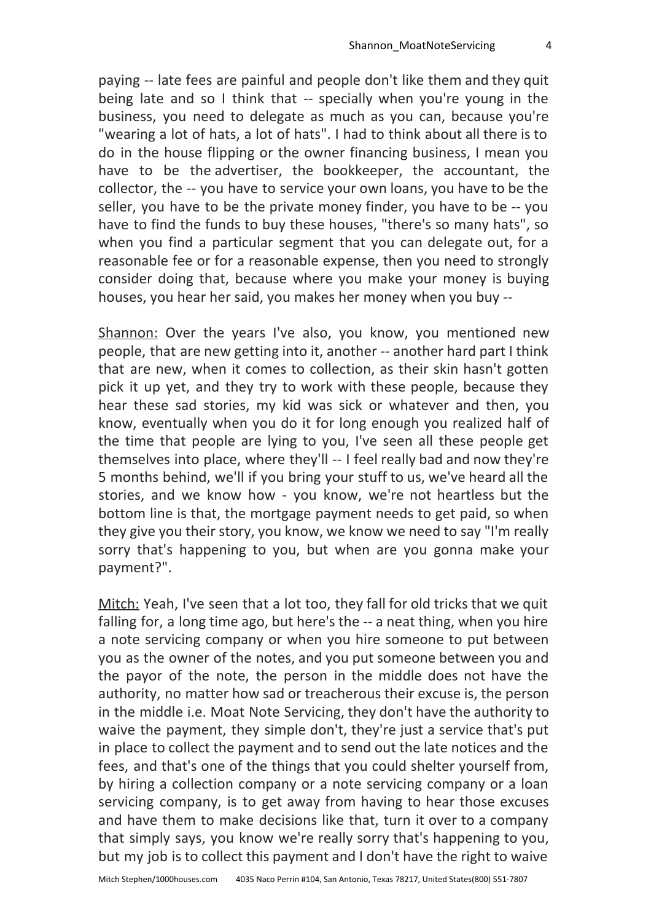paying -- late fees are painful and people don't like them and they quit being late and so I think that -- specially when you're young in the business, you need to delegate as much as you can, because you're "wearing a lot of hats, a lot of hats". I had to think about all there is to do in the house flipping or the owner financing business, I mean you have to be the advertiser, the bookkeeper, the accountant, the collector, the -- you have to service your own loans, you have to be the seller, you have to be the private money finder, you have to be -- you have to find the funds to buy these houses, "there's so many hats", so when you find a particular segment that you can delegate out, for a reasonable fee or for a reasonable expense, then you need to strongly consider doing that, because where you make your money is buying houses, you hear her said, you makes her money when you buy --

<u>Shannon:</u> Over the years I've also, you know, you mentioned new people, that are new getting into it, another -- another hard part I think that are new, when it comes to collection, as their skin hasn't gotten pick it up yet, and they try to work with these people, because they hear these sad stories, my kid was sick or whatever and then, you know, eventually when you do it for long enough you realized half of the time that people are lying to you, I've seen all these people get themselves into place, where they'll -- I feel really bad and now they're 5 months behind, we'll if you bring your stuff to us, we've heard all the stories, and we know how - you know, we're not heartless but the bottom line is that, the mortgage payment needs to get paid, so when they give you their story, you know, we know we need to say "I'm really sorry that's happening to you, but when are you gonna make your payment?".

<u>Mitch:</u> Yeah, I've seen that a lot too, they fall for old tricks that we quit falling for, a long time ago, but here's the -- a neat thing, when you hire a note servicing company or when you hire someone to put between you as the owner of the notes, and you put someone between you and the payor of the note, the person in the middle does not have the authority, no matter how sad or treacherous their excuse is, the person in the middle i.e. Moat Note Servicing, they don't have the authority to waive the payment, they simple don't, they're just a service that's put in place to collect the payment and to send out the late notices and the fees, and that's one of the things that you could shelter yourself from, by hiring a collection company or a note servicing company or a loan servicing company, is to get away from having to hear those excuses and have them to make decisions like that, turn it over to a company that simply says, you know we're really sorry that's happening to you, but my job is to collect this payment and I don't have the right to waive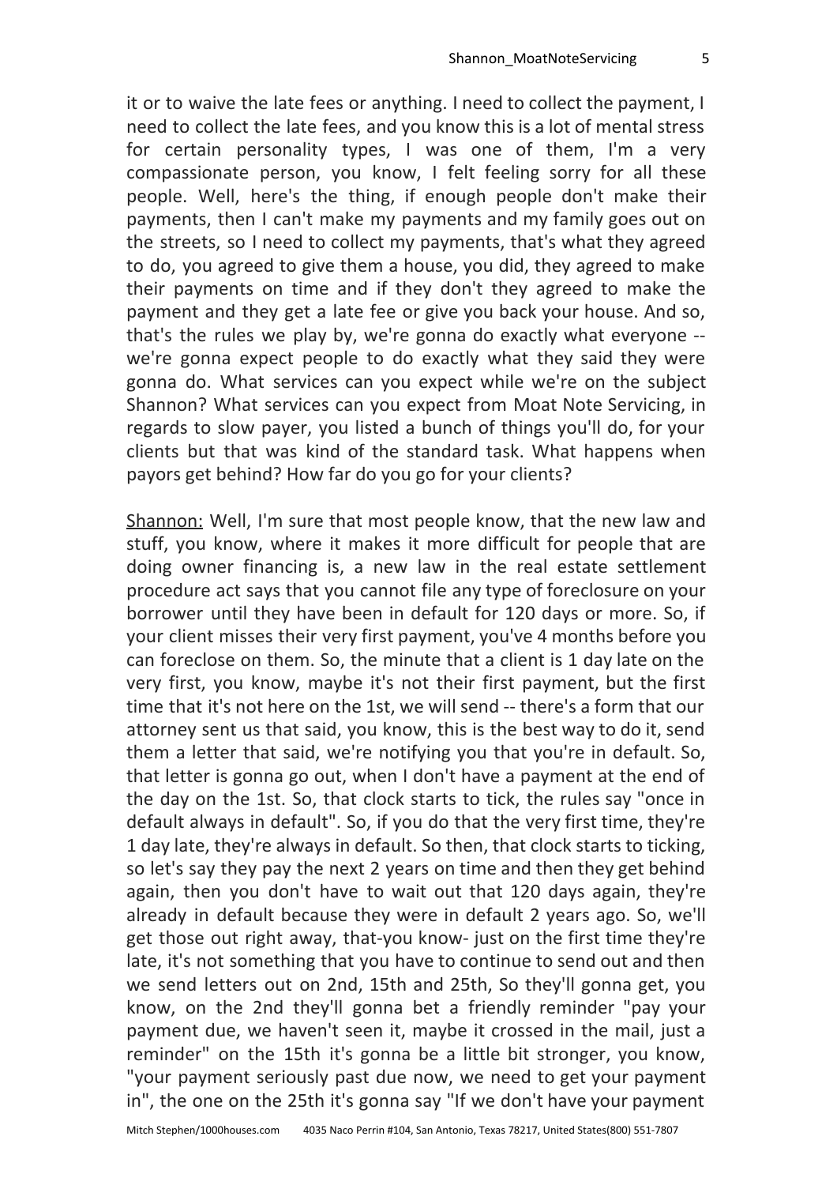it or to waive the late fees or anything. I need to collect the payment, I need to collect the late fees, and you know this is a lot of mental stress for certain personality types, I was one of them, I'm a very compassionate person, you know, I felt feeling sorry for all these people. Well, here's the thing, if enough people don't make their payments, then I can't make my payments and my family goes out on the streets, so I need to collect my payments, that's what they agreed to do, you agreed to give them a house, you did, they agreed to make their payments on time and if they don't they agreed to make the payment and they get a late fee or give you back your house. And so, that's the rules we play by, we're gonna do exactly what everyone -- we're gonna expect people to do exactly what they said they were gonna do. What services can you expect while we're on the subject Shannon? What services can you expect from Moat Note Servicing, in regards to slow payer, you listed a bunch of things you'll do, for your clients but that was kind of the standard task. What happens when payors get behind? How far do you go for your clients?

Shannon: Well, I'm sure that most people know, that the new law and stuff, you know, where it makes it more difficult for people that are doing owner financing is, a new law in the real estate settlement procedure act says that you cannot file any type of foreclosure on your borrower until they have been in default for 120 days or more. So, if your client misses their very first payment, you've 4 months before you can foreclose on them. So, the minute that a client is 1 day late on the very first, you know, maybe it's not their first payment, but the first time that it's not here on the 1st, we will send -- there's a form that our attorney sent us that said, you know, this is the best way to do it, send them a letter that said, we're notifying you that you're in default. So, that letter is gonna go out, when I don't have a payment at the end of the day on the 1st. So, that clock starts to tick, the rules say "once in default always in default". So, if you do that the very first time, they're 1 day late, they're always in default. So then, that clock starts to ticking, so let's say they pay the next 2 years on time and then they get behind again, then you don't have to wait out that 120 days again, they're already in default because they were in default 2 years ago. So, we'll get those out right away, that-you know- just on the first time they're late, it's not something that you have to continue to send out and then we send letters out on 2nd, 15th and 25th, So they'll gonna get, you know, on the 2nd they'll gonna bet a friendly reminder "pay your payment due, we haven't seen it, maybe it crossed in the mail, just a reminder" on the 15th it's gonna be a little bit stronger, you know, "your payment seriously past due now, we need to get your payment in", the one on the 25th it's gonna say "If we don't have your payment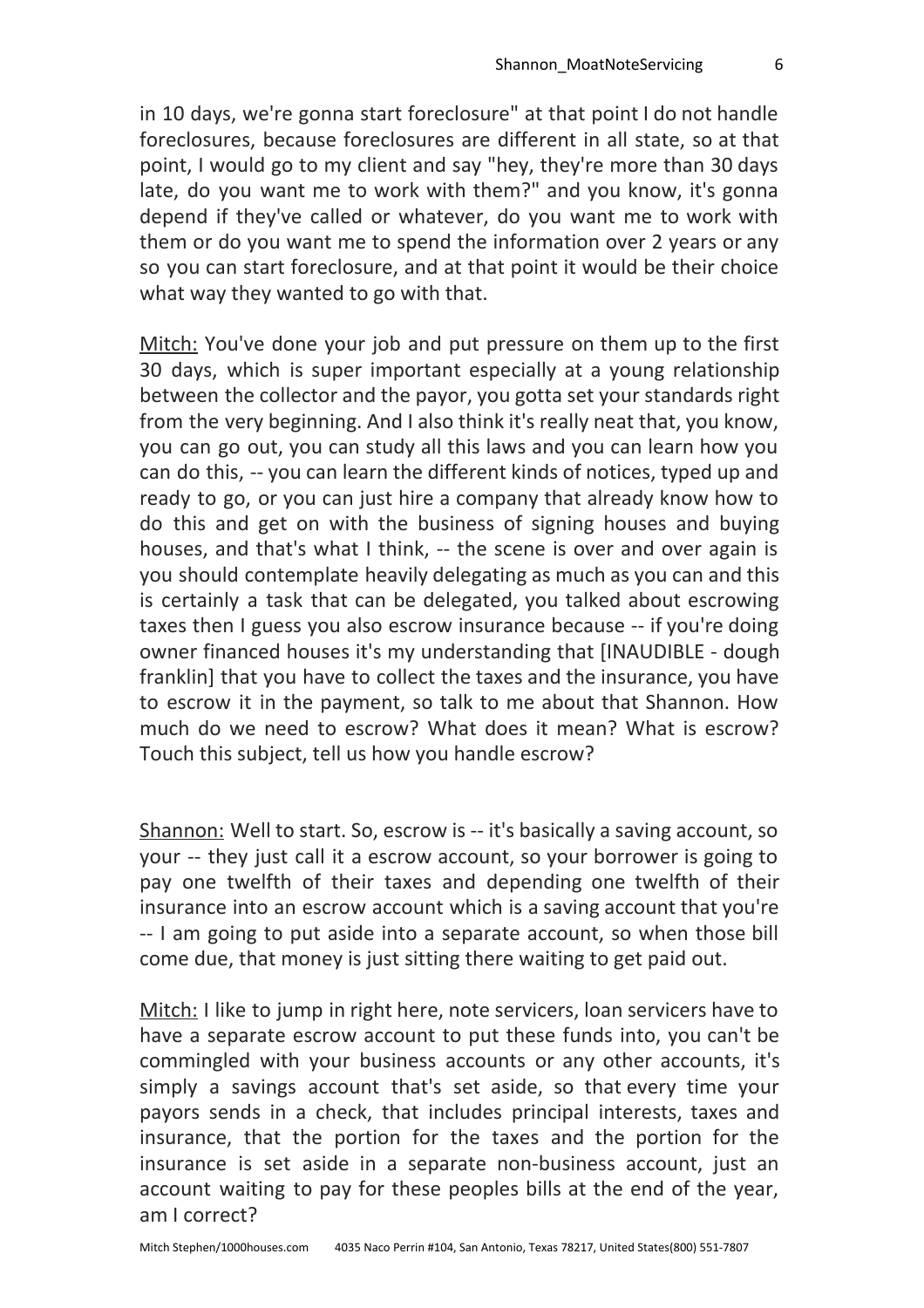in 10 days, we're gonna start foreclosure" at that point I do not handle foreclosures, because foreclosures are different in all state, so at that point, I would go to my client and say "hey, they're more than 30 days late, do you want me to work with them?" and you know, it's gonna depend if they've called or whatever, do you want me to work with them or do you want me to spend the information over 2 years or any so you can start foreclosure, and at that point it would be their choice what way they wanted to go with that.

<u>Mitch:</u> You've done your job and put pressure on them up to the first 30 days, which is super important especially at a young relationship between the collector and the payor, you gotta set your standards right from the very beginning. And I also think it's really neat that, you know, you can go out, you can study all this laws and you can learn how you can do this, -- you can learn the different kinds of notices, typed up and ready to go, or you can just hire a company that already know how to do this and get on with the business of signing houses and buying houses, and that's what I think, -- the scene is over and over again is you should contemplate heavily delegating as much as you can and this is certainly a task that can be delegated, you talked about escrowing taxes then I guess you also escrow insurance because -- if you're doing owner financed houses it's my understanding that [INAUDIBLE - dough franklin] that you have to collect the taxes and the insurance, you have to escrow it in the payment, so talk to me about that Shannon. How much do we need to escrow? What does it mean? What is escrow? Touch this subject, tell us how you handle escrow?

<u>Shannon:</u> Well to start. So, escrow is -- it's basically a saving account, so your -- they just call it a escrow account, so your borrower is going to pay one twelfth of their taxes and depending one twelfth of their insurance into an escrow account which is a saving account that you're -- I am going to put aside into a separate account, so when those bill come due, that money is just sitting there waiting to get paid out.

<u>Mitch:</u> I like to jump in right here, note servicers, loan servicers have to have a separate escrow account to put these funds into, you can't be commingled with your business accounts or any other accounts, it's simply a savings account that's set aside, so that every time your payors sends in a check, that includes principal interests, taxes and insurance, that the portion for the taxes and the portion for the insurance is set aside in a separate non-business account, just an account waiting to pay for these peoples bills at the end of the year, am I correct?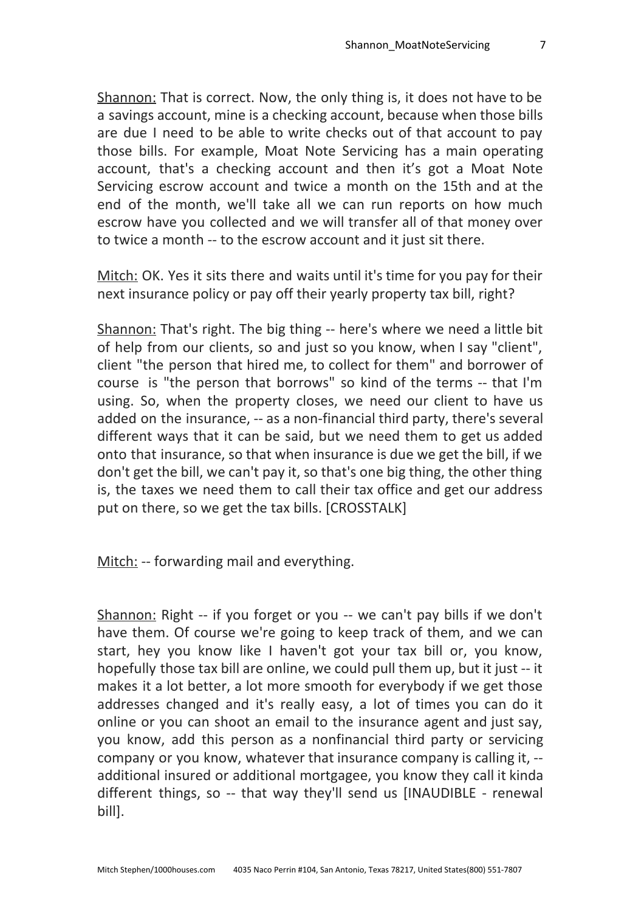Shannon: That is correct. Now, the only thing is, it does not have to be a savings account, mine is a checking account, because when those bills are due I need to be able to write checks out of that account to pay those bills. For example, Moat Note Servicing has a main operating account, that's a checking account and then it's got a Moat Note Servicing escrow account and twice a month on the 15th and at the end of the month, we'll take all we can run reports on how much escrow have you collected and we will transfer all of that money over to twice a month -- to the escrow account and it just sit there.

Mitch: OK. Yes it sits there and waits until it's time for you pay for their next insurance policy or pay off their yearly property tax bill, right?

Shannon: That's right. The big thing -- here's where we need a little bit of help from our clients, so and just so you know, when I say "client", client "the person that hired me, to collect for them" and borrower of course is "the person that borrows" so kind of the terms -- that I'm using. So, when the property closes, we need our client to have us added on the insurance, -- as a non-financial third party, there's several different ways that it can be said, but we need them to get us added onto that insurance, so that when insurance is due we get the bill, if we don't get the bill, we can't pay it, so that's one big thing, the other thing is, the taxes we need them to call their tax office and get our address put on there, so we get the tax bills. [CROSSTALK]

Mitch: -- forwarding mail and everything.

Shannon: Right -- if you forget or you -- we can't pay bills if we don't have them. Of course we're going to keep track of them, and we can start, hey you know like I haven't got your tax bill or, you know, hopefully those tax bill are online, we could pull them up, but it just -- it makes it a lot better, a lot more smooth for everybody if we get those addresses changed and it's really easy, a lot of times you can do it online or you can shoot an email to the insurance agent and just say, you know, add this person as a nonfinancial third party or servicing company or you know, whatever that insurance company is calling it, -- additional insured or additional mortgagee, you know they call it kinda different things, so -- that way they'll send us [INAUDIBLE - renewal bill].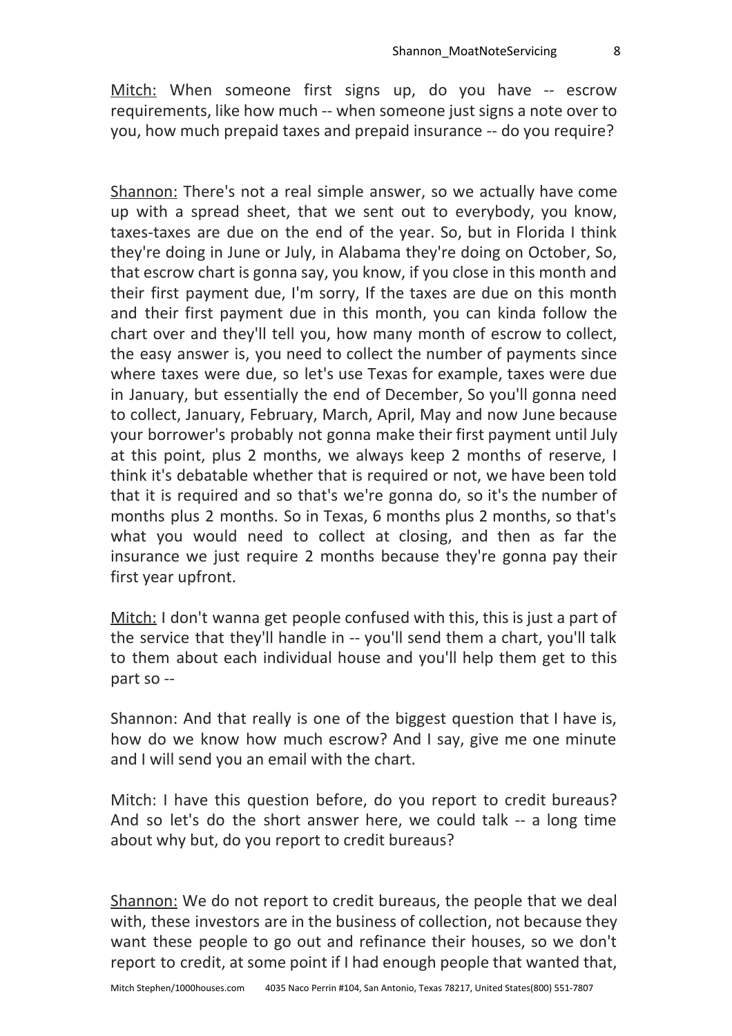<u>Mitch:</u> When someone first signs up, do you have -- escrow requirements, like how much -- when someone just signs a note over to you, how much prepaid taxes and prepaid insurance -- do you require?

<u>Shannon:</u> There's not a real simple answer, so we actually have come up with a spread sheet, that we sent out to everybody, you know, taxes-taxes are due on the end of the year. So, but in Florida I think they're doing in June or July, in Alabama they're doing on October, So, that escrow chart is gonna say, you know, if you close in this month and their first payment due, I'm sorry, If the taxes are due on this month and their first payment due in this month, you can kinda follow the chart over and they'll tell you, how many month of escrow to collect, the easy answer is, you need to collect the number of payments since where taxes were due, so let's use Texas for example, taxes were due in January, but essentially the end of December, So you'll gonna need to collect, January, February, March, April, May and now June because your borrower's probably not gonna make their first payment until July at this point, plus 2 months, we always keep 2 months of reserve, I think it's debatable whether that is required or not, we have been told that it is required and so that's we're gonna do, so it's the number of months plus 2 months. So in Texas, 6 months plus 2 months, so that's what you would need to collect at closing, and then as far the insurance we just require 2 months because they're gonna pay their first year upfront.

<u>Mitch:</u> I don't wanna get people confused with this, this is just a part of the service that they'll handle in -- you'll send them a chart, you'll talk to them about each individual house and you'll help them get to this part so --

Shannon: And that really is one of the biggest question that I have is, how do we know how much escrow? And I say, give me one minute and I will send you an email with the chart.

Mitch: I have this question before, do you report to credit bureaus? And so let's do the short answer here, we could talk -- a long time about why but, do you report to credit bureaus?

<u>Shannon:</u> We do not report to credit bureaus, the people that we deal with, these investors are in the business of collection, not because they want these people to go out and refinance their houses, so we don't report to credit, at some point if I had enough people that wanted that,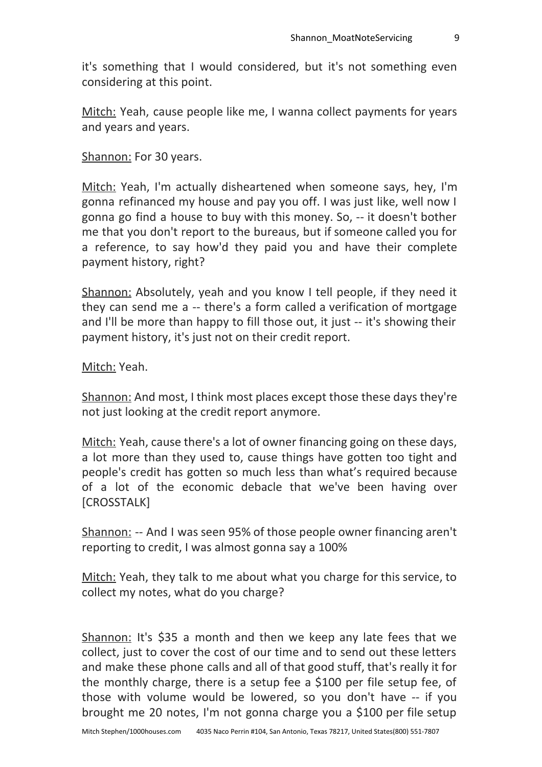it's something that I would considered, but it's not something even considering at this point.

Mitch: Yeah, cause people like me, I wanna collect payments for years and years and years.

Shannon: For 30 years.

Mitch: Yeah, I'm actually disheartened when someone says, hey, I'm gonna refinanced my house and pay you off. I was just like, well now I gonna go find a house to buy with this money. So, -- it doesn't bother me that you don't report to the bureaus, but if someone called you for a reference, to say how'd they paid you and have their complete payment history, right?

Shannon: Absolutely, yeah and you know I tell people, if they need it they can send me a -- there's a form called a verification of mortgage and I'll be more than happy to fill those out, it just -- it's showing their payment history, it's just not on their credit report.

Mitch: Yeah.

Shannon: And most, I think most places except those these days they're not just looking at the credit report anymore.

Mitch: Yeah, cause there's a lot of owner financing going on these days, a lot more than they used to, cause things have gotten too tight and people's credit has gotten so much less than what's required because of a lot of the economic debacle that we've been having over [CROSSTALK]

Shannon: -- And I was seen 95% of those people owner financing aren't reporting to credit, I was almost gonna say a 100%

Mitch: Yeah, they talk to me about what you charge for this service, to collect my notes, what do you charge?

Shannon: It's $35 a month and then we keep any late fees that we collect, just to cover the cost of our time and to send out these letters and make these phone calls and all of that good stuff, that's really it for the monthly charge, there is a setup fee a $100 per file setup fee, of those with volume would be lowered, so you don't have -- if you brought me 20 notes, I'm not gonna charge you a $100 per file setup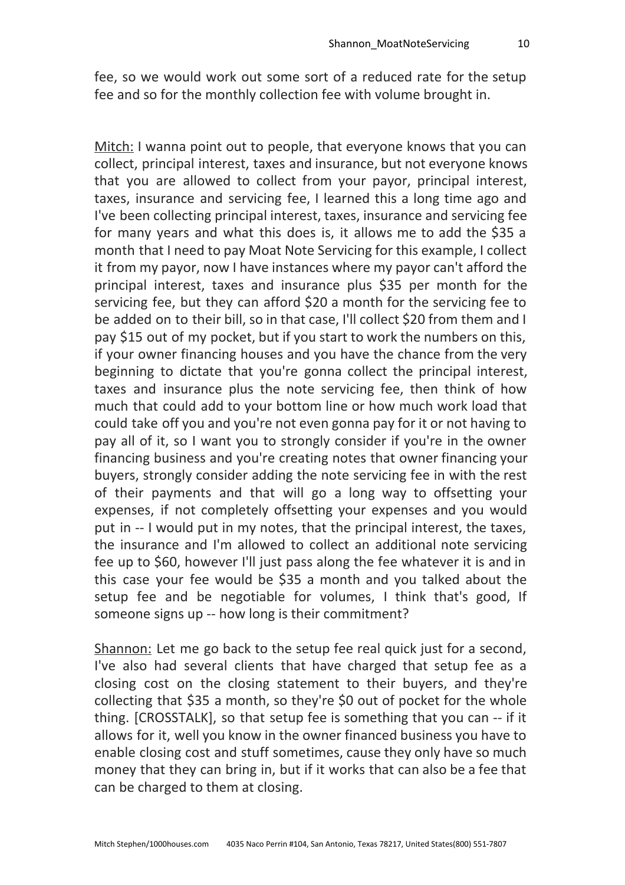fee, so we would work out some sort of a reduced rate for the setup fee and so for the monthly collection fee with volume brought in.

<u>Mitch:</u> I wanna point out to people, that everyone knows that you can collect, principal interest, taxes and insurance, but not everyone knows that you are allowed to collect from your payor, principal interest, taxes, insurance and servicing fee, I learned this a long time ago and I've been collecting principal interest, taxes, insurance and servicing fee for many years and what this does is, it allows me to add the $35 a month that I need to pay Moat Note Servicing for this example, I collect it from my payor, now I have instances where my payor can't afford the principal interest, taxes and insurance plus $35 per month for the servicing fee, but they can afford $20 a month for the servicing fee to be added on to their bill, so in that case, I'll collect $20 from them and I pay $15 out of my pocket, but if you start to work the numbers on this, if your owner financing houses and you have the chance from the very beginning to dictate that you're gonna collect the principal interest, taxes and insurance plus the note servicing fee, then think of how much that could add to your bottom line or how much work load that could take off you and you're not even gonna pay for it or not having to pay all of it, so I want you to strongly consider if you're in the owner financing business and you're creating notes that owner financing your buyers, strongly consider adding the note servicing fee in with the rest of their payments and that will go a long way to offsetting your expenses, if not completely offsetting your expenses and you would put in -- I would put in my notes, that the principal interest, the taxes, the insurance and I'm allowed to collect an additional note servicing fee up to $60, however I'll just pass along the fee whatever it is and in this case your fee would be $35 a month and you talked about the setup fee and be negotiable for volumes, I think that's good, If someone signs up -- how long is their commitment?

<u>Shannon:</u> Let me go back to the setup fee real quick just for a second, I've also had several clients that have charged that setup fee as a closing cost on the closing statement to their buyers, and they're collecting that $35 a month, so they're $0 out of pocket for the whole thing. [CROSSTALK], so that setup fee is something that you can -- if it allows for it, well you know in the owner financed business you have to enable closing cost and stuff sometimes, cause they only have so much money that they can bring in, but if it works that can also be a fee that can be charged to them at closing.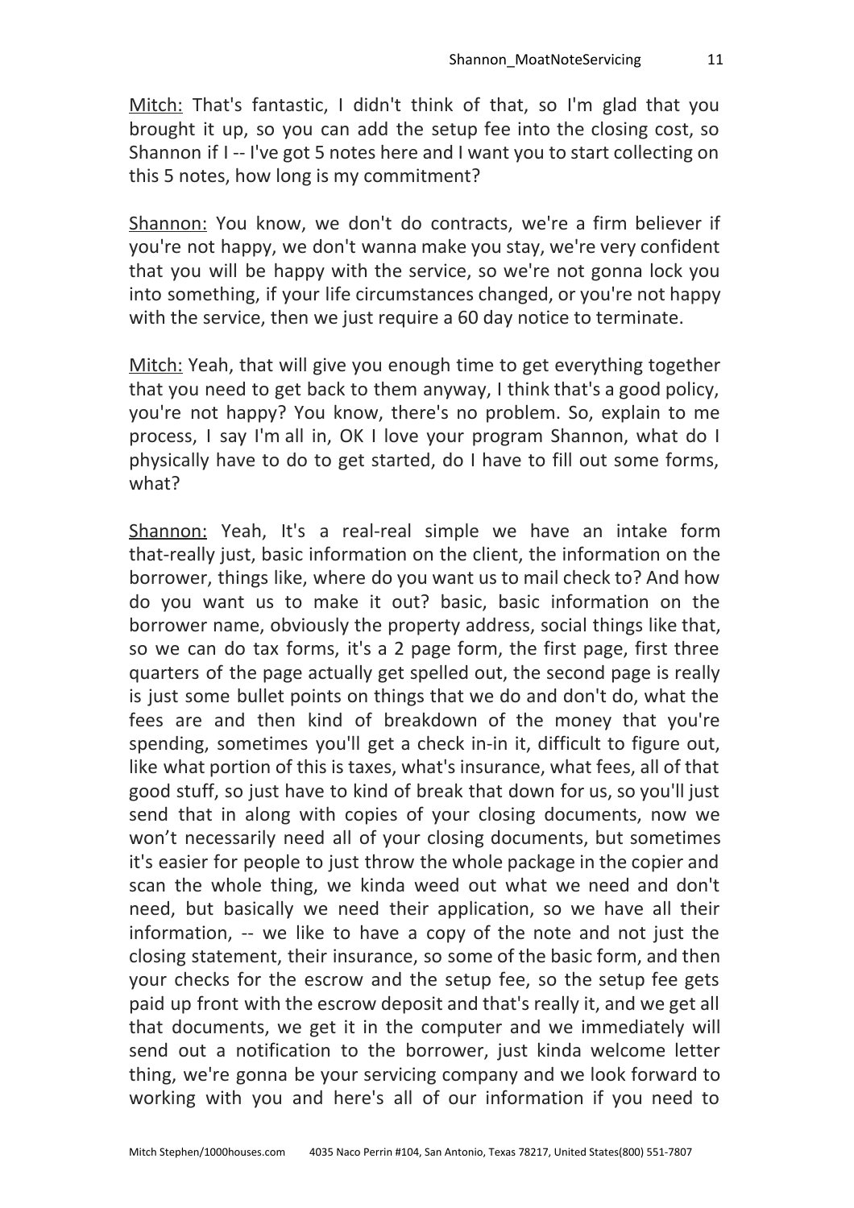Mitch: That's fantastic, I didn't think of that, so I'm glad that you brought it up, so you can add the setup fee into the closing cost, so Shannon if I -- I've got 5 notes here and I want you to start collecting on this 5 notes, how long is my commitment?

Shannon: You know, we don't do contracts, we're a firm believer if you're not happy, we don't wanna make you stay, we're very confident that you will be happy with the service, so we're not gonna lock you into something, if your life circumstances changed, or you're not happy with the service, then we just require a 60 day notice to terminate.

Mitch: Yeah, that will give you enough time to get everything together that you need to get back to them anyway, I think that's a good policy, you're not happy? You know, there's no problem. So, explain to me process, I say I'm all in, OK I love your program Shannon, what do I physically have to do to get started, do I have to fill out some forms, what?

Shannon: Yeah, It's a real-real simple we have an intake form that-really just, basic information on the client, the information on the borrower, things like, where do you want us to mail check to? And how do you want us to make it out? basic, basic information on the borrower name, obviously the property address, social things like that, so we can do tax forms, it's a 2 page form, the first page, first three quarters of the page actually get spelled out, the second page is really is just some bullet points on things that we do and don't do, what the fees are and then kind of breakdown of the money that you're spending, sometimes you'll get a check in-in it, difficult to figure out, like what portion of this is taxes, what's insurance, what fees, all of that good stuff, so just have to kind of break that down for us, so you'll just send that in along with copies of your closing documents, now we won't necessarily need all of your closing documents, but sometimes it's easier for people to just throw the whole package in the copier and scan the whole thing, we kinda weed out what we need and don't need, but basically we need their application, so we have all their information, -- we like to have a copy of the note and not just the closing statement, their insurance, so some of the basic form, and then your checks for the escrow and the setup fee, so the setup fee gets paid up front with the escrow deposit and that's really it, and we get all that documents, we get it in the computer and we immediately will send out a notification to the borrower, just kinda welcome letter thing, we're gonna be your servicing company and we look forward to working with you and here's all of our information if you need to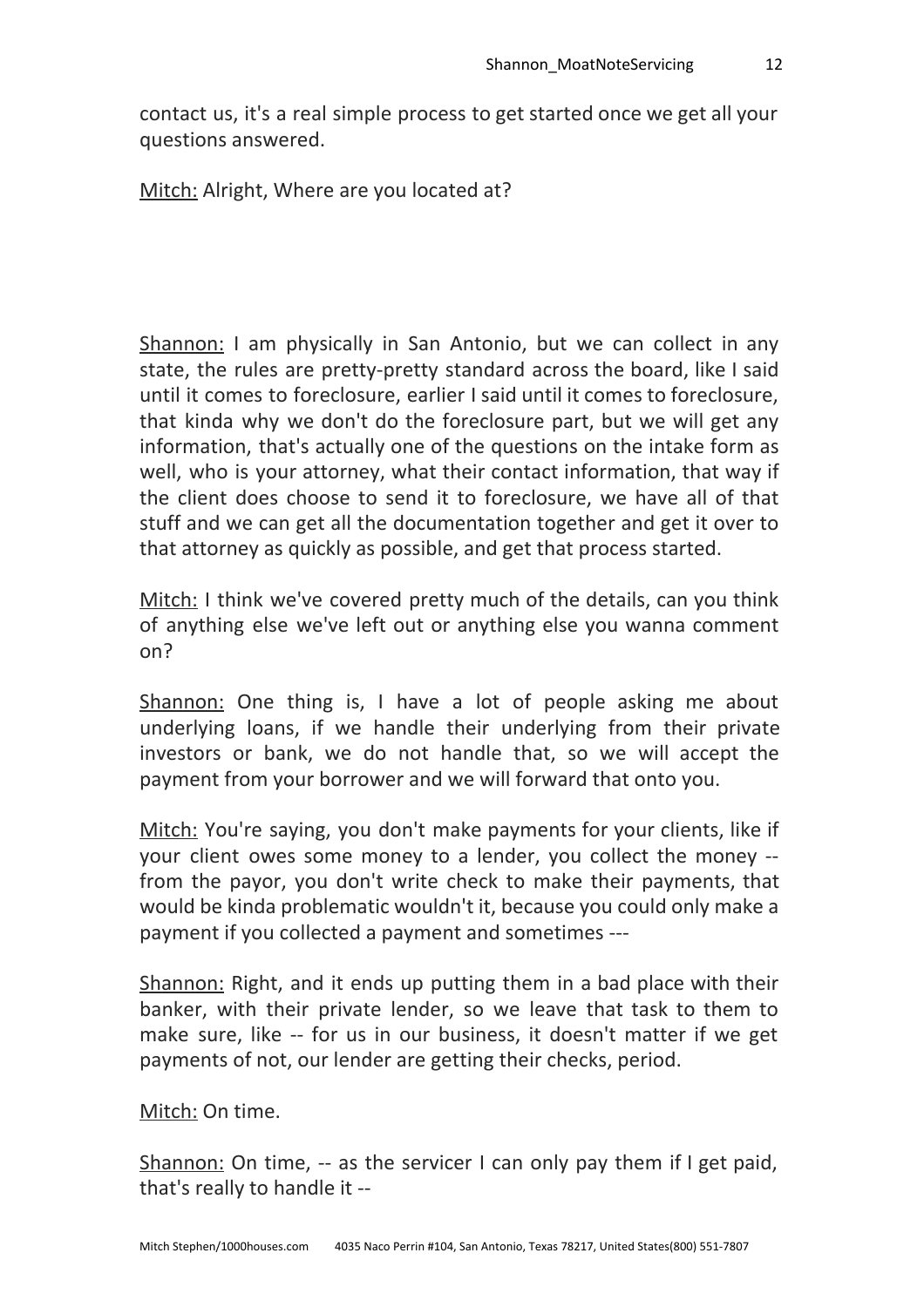contact us, it's a real simple process to get started once we get all your questions answered.

Mitch: Alright, Where are you located at?

Shannon: I am physically in San Antonio, but we can collect in any state, the rules are pretty-pretty standard across the board, like I said until it comes to foreclosure, earlier I said until it comes to foreclosure, that kinda why we don't do the foreclosure part, but we will get any information, that's actually one of the questions on the intake form as well, who is your attorney, what their contact information, that way if the client does choose to send it to foreclosure, we have all of that stuff and we can get all the documentation together and get it over to that attorney as quickly as possible, and get that process started.

Mitch: I think we've covered pretty much of the details, can you think of anything else we've left out or anything else you wanna comment on?

Shannon: One thing is, I have a lot of people asking me about underlying loans, if we handle their underlying from their private investors or bank, we do not handle that, so we will accept the payment from your borrower and we will forward that onto you.

Mitch: You're saying, you don't make payments for your clients, like if your client owes some money to a lender, you collect the money -- from the payor, you don't write check to make their payments, that would be kinda problematic wouldn't it, because you could only make a payment if you collected a payment and sometimes ---

Shannon: Right, and it ends up putting them in a bad place with their banker, with their private lender, so we leave that task to them to make sure, like -- for us in our business, it doesn't matter if we get payments of not, our lender are getting their checks, period.

Mitch: On time.

Shannon: On time, -- as the servicer I can only pay them if I get paid, that's really to handle it --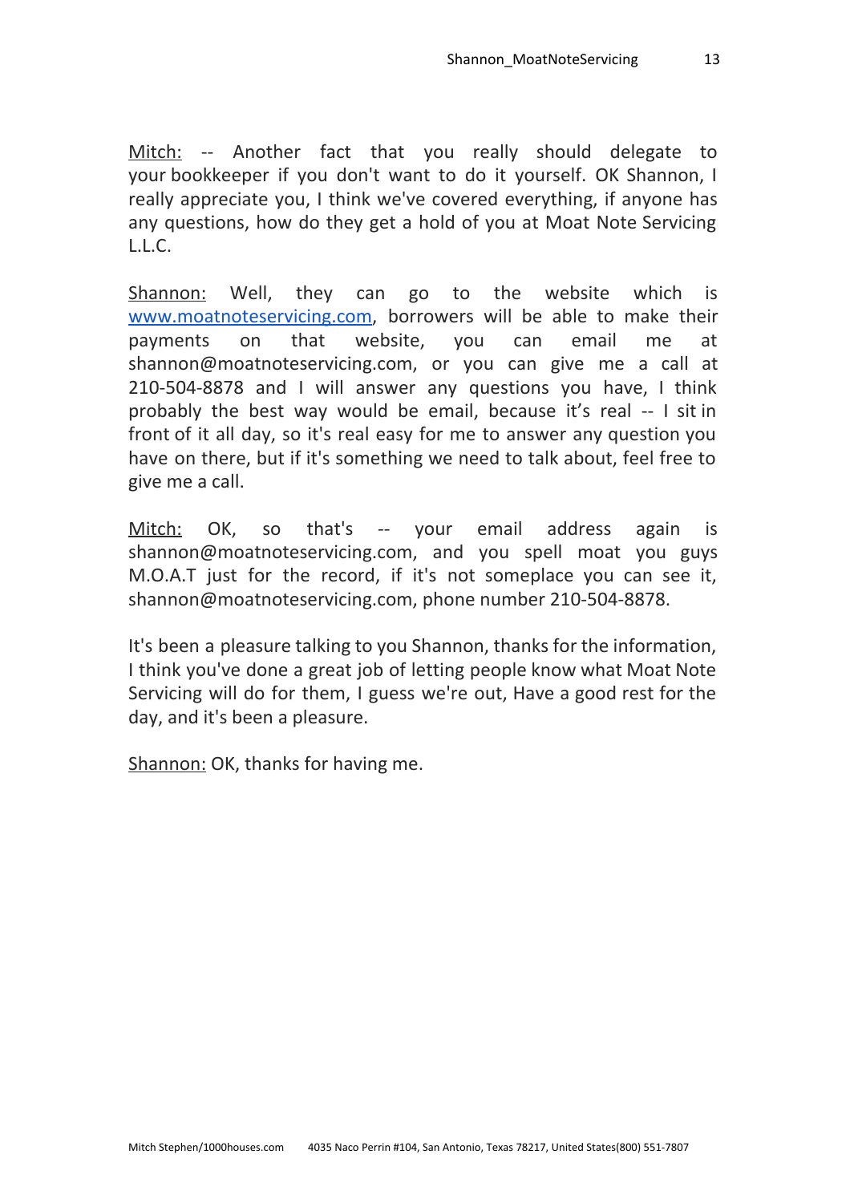Mitch: -- Another fact that you really should delegate to your bookkeeper if you don't want to do it yourself. OK Shannon, I really appreciate you, I think we've covered everything, if anyone has any questions, how do they get a hold of you at Moat Note Servicing L.L.C.

Shannon: Well, they can go to the website which is [www.moatnoteservicing.com](http://www.moatnoteservicing.com), borrowers will be able to make their payments on that website, you can email me at shannon@moatnoteservicing.com, or you can give me a call at 210-504-8878 and I will answer any questions you have, I think probably the best way would be email, because it's real -- I sit in front of it all day, so it's real easy for me to answer any question you have on there, but if it's something we need to talk about, feel free to give me a call.

Mitch: OK, so that's -- your email address again is shannon@moatnoteservicing.com, and you spell moat you guys M.O.A.T just for the record, if it's not someplace you can see it, shannon@moatnoteservicing.com, phone number 210-504-8878.

It's been a pleasure talking to you Shannon, thanks for the information, I think you've done a great job of letting people know what Moat Note Servicing will do for them, I guess we're out, Have a good rest for the day, and it's been a pleasure.

Shannon: OK, thanks for having me.